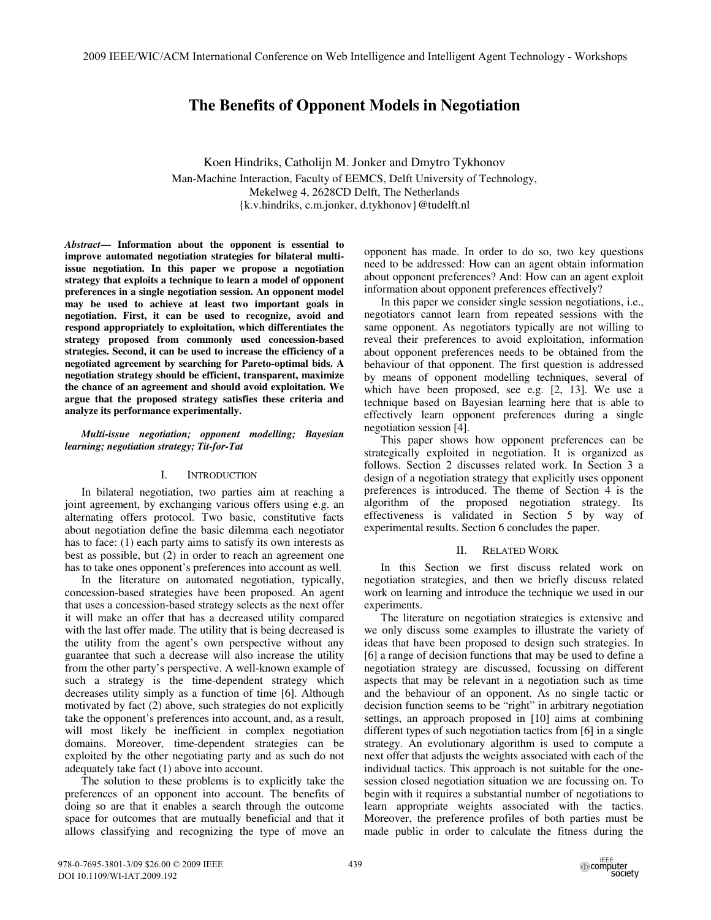# The Benefits of Opponent Models in Negotiation

Koen Hindriks, Catholijn M. Jonker and Dmytro Tykhonov
Man-Machine Interaction, Faculty of EEMCS, Delft University of Technology,
Mekelweg 4, 2628CD Delft, The Netherlands
{k.v.hindriks, c.m.jonker, d.tykhonov}@tudelft.nl

***Abstract*— Information about the opponent is essential to improve automated negotiation strategies for bilateral multi-issue negotiation. In this paper we propose a negotiation strategy that exploits a technique to learn a model of opponent preferences in a single negotiation session. An opponent model may be used to achieve at least two important goals in negotiation. First, it can be used to recognize, avoid and respond appropriately to exploitation, which differentiates the strategy proposed from commonly used concession-based strategies. Second, it can be used to increase the efficiency of a negotiated agreement by searching for Pareto-optimal bids. A negotiation strategy should be efficient, transparent, maximize the chance of an agreement and should avoid exploitation. We argue that the proposed strategy satisfies these criteria and analyze its performance experimentally.**

***Multi-issue negotiation; opponent modelling; Bayesian learning; negotiation strategy; Tit-for-Tat***

## I. Introduction

In bilateral negotiation, two parties aim at reaching a joint agreement, by exchanging various offers using e.g. an alternating offers protocol. Two basic, constitutive facts about negotiation define the basic dilemma each negotiator has to face: (1) each party aims to satisfy its own interests as best as possible, but (2) in order to reach an agreement one has to take ones opponent's preferences into account as well.

In the literature on automated negotiation, typically, concession-based strategies have been proposed. An agent that uses a concession-based strategy selects as the next offer it will make an offer that has a decreased utility compared with the last offer made. The utility that is being decreased is the utility from the agent's own perspective without any guarantee that such a decrease will also increase the utility from the other party's perspective. A well-known example of such a strategy is the time-dependent strategy which decreases utility simply as a function of time [6]. Although motivated by fact (2) above, such strategies do not explicitly take the opponent's preferences into account, and, as a result, will most likely be inefficient in complex negotiation domains. Moreover, time-dependent strategies can be exploited by the other negotiating party and as such do not adequately take fact (1) above into account.

The solution to these problems is to explicitly take the preferences of an opponent into account. The benefits of doing so are that it enables a search through the outcome space for outcomes that are mutually beneficial and that it allows classifying and recognizing the type of move an opponent has made. In order to do so, two key questions need to be addressed: How can an agent obtain information about opponent preferences? And: How can an agent exploit information about opponent preferences effectively?

In this paper we consider single session negotiations, i.e., negotiators cannot learn from repeated sessions with the same opponent. As negotiators typically are not willing to reveal their preferences to avoid exploitation, information about opponent preferences needs to be obtained from the behaviour of that opponent. The first question is addressed by means of opponent modelling techniques, several of which have been proposed, see e.g. [2, 13]. We use a technique based on Bayesian learning here that is able to effectively learn opponent preferences during a single negotiation session [4].

This paper shows how opponent preferences can be strategically exploited in negotiation. It is organized as follows. Section 2 discusses related work. In Section 3 a design of a negotiation strategy that explicitly uses opponent preferences is introduced. The theme of Section 4 is the algorithm of the proposed negotiation strategy. Its effectiveness is validated in Section 5 by way of experimental results. Section 6 concludes the paper.

## II. Related Work

In this Section we first discuss related work on negotiation strategies, and then we briefly discuss related work on learning and introduce the technique we used in our experiments.

The literature on negotiation strategies is extensive and we only discuss some examples to illustrate the variety of ideas that have been proposed to design such strategies. In [6] a range of decision functions that may be used to define a negotiation strategy are discussed, focussing on different aspects that may be relevant in a negotiation such as time and the behaviour of an opponent. As no single tactic or decision function seems to be "right" in arbitrary negotiation settings, an approach proposed in [10] aims at combining different types of such negotiation tactics from [6] in a single strategy. An evolutionary algorithm is used to compute a next offer that adjusts the weights associated with each of the individual tactics. This approach is not suitable for the one-session closed negotiation situation we are focussing on. To begin with it requires a substantial number of negotiations to learn appropriate weights associated with the tactics. Moreover, the preference profiles of both parties must be made public in order to calculate the fitness during the

978-0-7695-3801-3/09 $26.00 © 2009 IEEE
DOI 10.1109/WI-IAT.2009.192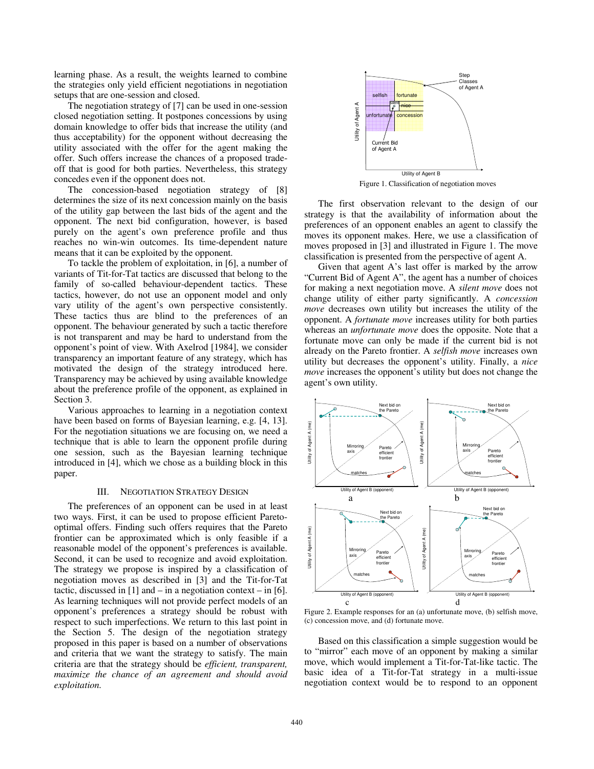learning phase. As a result, the weights learned to combine the strategies only yield efficient negotiations in negotiation setups that are one-session and closed.

The negotiation strategy of [7] can be used in one-session closed negotiation setting. It postpones concessions by using domain knowledge to offer bids that increase the utility (and thus acceptability) for the opponent without decreasing the utility associated with the offer for the agent making the offer. Such offers increase the chances of a proposed trade-off that is good for both parties. Nevertheless, this strategy concedes even if the opponent does not.

The concession-based negotiation strategy of [8] determines the size of its next concession mainly on the basis of the utility gap between the last bids of the agent and the opponent. The next bid configuration, however, is based purely on the agent's own preference profile and thus reaches no win-win outcomes. Its time-dependent nature means that it can be exploited by the opponent.

To tackle the problem of exploitation, in [6], a number of variants of Tit-for-Tat tactics are discussed that belong to the family of so-called behaviour-dependent tactics. These tactics, however, do not use an opponent model and only vary utility of the agent's own perspective consistently. These tactics thus are blind to the preferences of an opponent. The behaviour generated by such a tactic therefore is not transparent and may be hard to understand from the opponent's point of view. With Axelrod [1984], we consider transparency an important feature of any strategy, which has motivated the design of the strategy introduced here. Transparency may be achieved by using available knowledge about the preference profile of the opponent, as explained in Section 3.

Various approaches to learning in a negotiation context have been based on forms of Bayesian learning, e.g. [4, 13]. For the negotiation situations we are focusing on, we need a technique that is able to learn the opponent profile during one session, such as the Bayesian learning technique introduced in [4], which we chose as a building block in this paper.

## III. Negotiation Strategy Design

The preferences of an opponent can be used in at least two ways. First, it can be used to propose efficient Pareto-optimal offers. Finding such offers requires that the Pareto frontier can be approximated which is only feasible if a reasonable model of the opponent's preferences is available. Second, it can be used to recognize and avoid exploitation. The strategy we propose is inspired by a classification of negotiation moves as described in [3] and the Tit-for-Tat tactic, discussed in [1] and – in a negotiation context – in [6]. As learning techniques will not provide perfect models of an opponent's preferences a strategy should be robust with respect to such imperfections. We return to this last point in the Section 5. The design of the negotiation strategy proposed in this paper is based on a number of observations and criteria that we want the strategy to satisfy. The main criteria are that the strategy should be *efficient, transparent, maximize the chance of an agreement and should avoid exploitation.*

Figure 1. Classification of negotiation moves

The first observation relevant to the design of our strategy is that the availability of information about the preferences of an opponent enables an agent to classify the moves its opponent makes. Here, we use a classification of moves proposed in [3] and illustrated in Figure 1. The move classification is presented from the perspective of agent A.

Given that agent A's last offer is marked by the arrow "Current Bid of Agent A", the agent has a number of choices for making a next negotiation move. A *silent move* does not change utility of either party significantly. A *concession move* decreases own utility but increases the utility of the opponent. A *fortunate move* increases utility for both parties whereas an *unfortunate move* does the opposite. Note that a fortunate move can only be made if the current bid is not already on the Pareto frontier. A *selfish move* increases own utility but decreases the opponent's utility. Finally, a *nice move* increases the opponent's utility but does not change the agent's own utility.

Figure 2. Example responses for an (a) unfortunate move, (b) selfish move, (c) concession move, and (d) fortunate move.

Based on this classification a simple suggestion would be to "mirror" each move of an opponent by making a similar move, which would implement a Tit-for-Tat-like tactic. The basic idea of a Tit-for-Tat strategy in a multi-issue negotiation context would be to respond to an opponent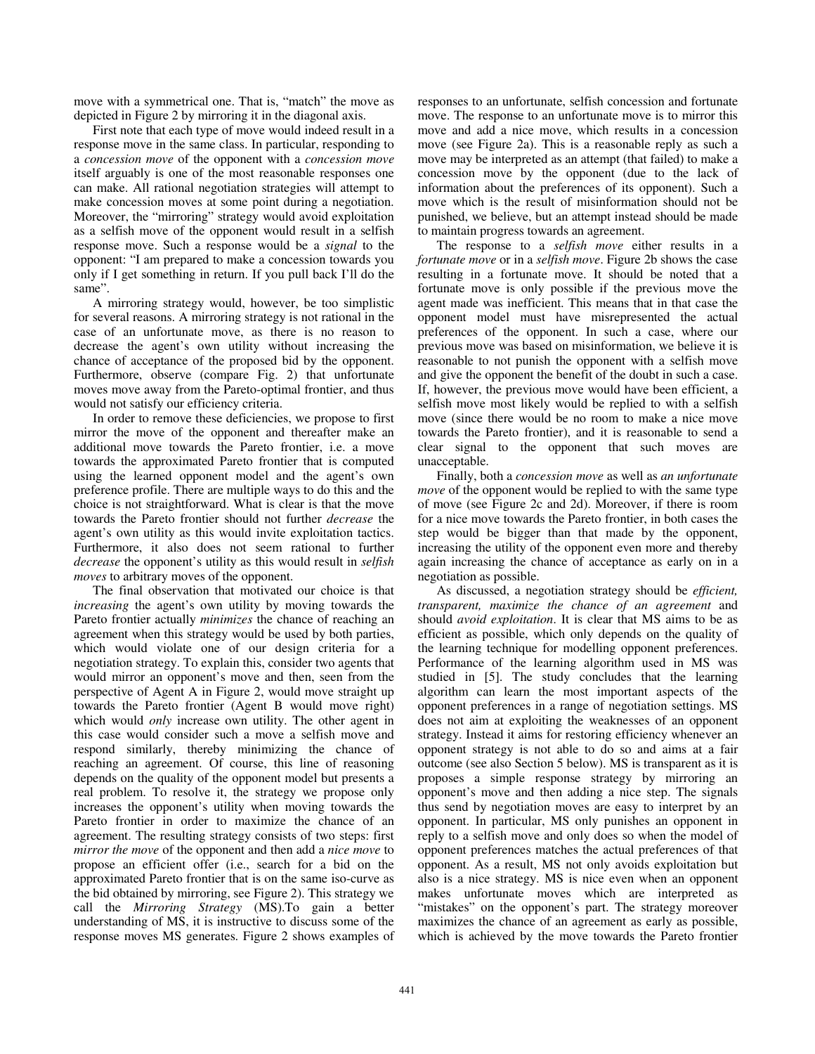move with a symmetrical one. That is, "match" the move as depicted in Figure 2 by mirroring it in the diagonal axis.

First note that each type of move would indeed result in a response move in the same class. In particular, responding to a *concession move* of the opponent with a *concession move* itself arguably is one of the most reasonable responses one can make. All rational negotiation strategies will attempt to make concession moves at some point during a negotiation. Moreover, the "mirroring" strategy would avoid exploitation as a selfish move of the opponent would result in a selfish response move. Such a response would be a *signal* to the opponent: "I am prepared to make a concession towards you only if I get something in return. If you pull back I'll do the same".

A mirroring strategy would, however, be too simplistic for several reasons. A mirroring strategy is not rational in the case of an unfortunate move, as there is no reason to decrease the agent's own utility without increasing the chance of acceptance of the proposed bid by the opponent. Furthermore, observe (compare Fig. 2) that unfortunate moves move away from the Pareto-optimal frontier, and thus would not satisfy our efficiency criteria.

In order to remove these deficiencies, we propose to first mirror the move of the opponent and thereafter make an additional move towards the Pareto frontier, i.e. a move towards the approximated Pareto frontier that is computed using the learned opponent model and the agent's own preference profile. There are multiple ways to do this and the choice is not straightforward. What is clear is that the move towards the Pareto frontier should not further *decrease* the agent's own utility as this would invite exploitation tactics. Furthermore, it also does not seem rational to further *decrease* the opponent's utility as this would result in *selfish moves* to arbitrary moves of the opponent.

The final observation that motivated our choice is that *increasing* the agent's own utility by moving towards the Pareto frontier actually *minimizes* the chance of reaching an agreement when this strategy would be used by both parties, which would violate one of our design criteria for a negotiation strategy. To explain this, consider two agents that would mirror an opponent's move and then, seen from the perspective of Agent A in Figure 2, would move straight up towards the Pareto frontier (Agent B would move right) which would *only* increase own utility. The other agent in this case would consider such a move a selfish move and respond similarly, thereby minimizing the chance of reaching an agreement. Of course, this line of reasoning depends on the quality of the opponent model but presents a real problem. To resolve it, the strategy we propose only increases the opponent's utility when moving towards the Pareto frontier in order to maximize the chance of an agreement. The resulting strategy consists of two steps: first *mirror the move* of the opponent and then add a *nice move* to propose an efficient offer (i.e., search for a bid on the approximated Pareto frontier that is on the same iso-curve as the bid obtained by mirroring, see Figure 2). This strategy we call the *Mirroring Strategy* (MS).To gain a better understanding of MS, it is instructive to discuss some of the response moves MS generates. Figure 2 shows examples of responses to an unfortunate, selfish concession and fortunate move. The response to an unfortunate move is to mirror this move and add a nice move, which results in a concession move (see Figure 2a). This is a reasonable reply as such a move may be interpreted as an attempt (that failed) to make a concession move by the opponent (due to the lack of information about the preferences of its opponent). Such a move which is the result of misinformation should not be punished, we believe, but an attempt instead should be made to maintain progress towards an agreement.

The response to a *selfish move* either results in a *fortunate move* or in a *selfish move*. Figure 2b shows the case resulting in a fortunate move. It should be noted that a fortunate move is only possible if the previous move the agent made was inefficient. This means that in that case the opponent model must have misrepresented the actual preferences of the opponent. In such a case, where our previous move was based on misinformation, we believe it is reasonable to not punish the opponent with a selfish move and give the opponent the benefit of the doubt in such a case. If, however, the previous move would have been efficient, a selfish move most likely would be replied to with a selfish move (since there would be no room to make a nice move towards the Pareto frontier), and it is reasonable to send a clear signal to the opponent that such moves are unacceptable.

Finally, both a *concession move* as well as *an unfortunate move* of the opponent would be replied to with the same type of move (see Figure 2c and 2d). Moreover, if there is room for a nice move towards the Pareto frontier, in both cases the step would be bigger than that made by the opponent, increasing the utility of the opponent even more and thereby again increasing the chance of acceptance as early on in a negotiation as possible.

As discussed, a negotiation strategy should be *efficient, transparent, maximize the chance of an agreement* and should *avoid exploitation*. It is clear that MS aims to be as efficient as possible, which only depends on the quality of the learning technique for modelling opponent preferences. Performance of the learning algorithm used in MS was studied in [5]. The study concludes that the learning algorithm can learn the most important aspects of the opponent preferences in a range of negotiation settings. MS does not aim at exploiting the weaknesses of an opponent strategy. Instead it aims for restoring efficiency whenever an opponent strategy is not able to do so and aims at a fair outcome (see also Section 5 below). MS is transparent as it is proposes a simple response strategy by mirroring an opponent's move and then adding a nice step. The signals thus send by negotiation moves are easy to interpret by an opponent. In particular, MS only punishes an opponent in reply to a selfish move and only does so when the model of opponent preferences matches the actual preferences of that opponent. As a result, MS not only avoids exploitation but also is a nice strategy. MS is nice even when an opponent makes unfortunate moves which are interpreted as "mistakes" on the opponent's part. The strategy moreover maximizes the chance of an agreement as early as possible, which is achieved by the move towards the Pareto frontier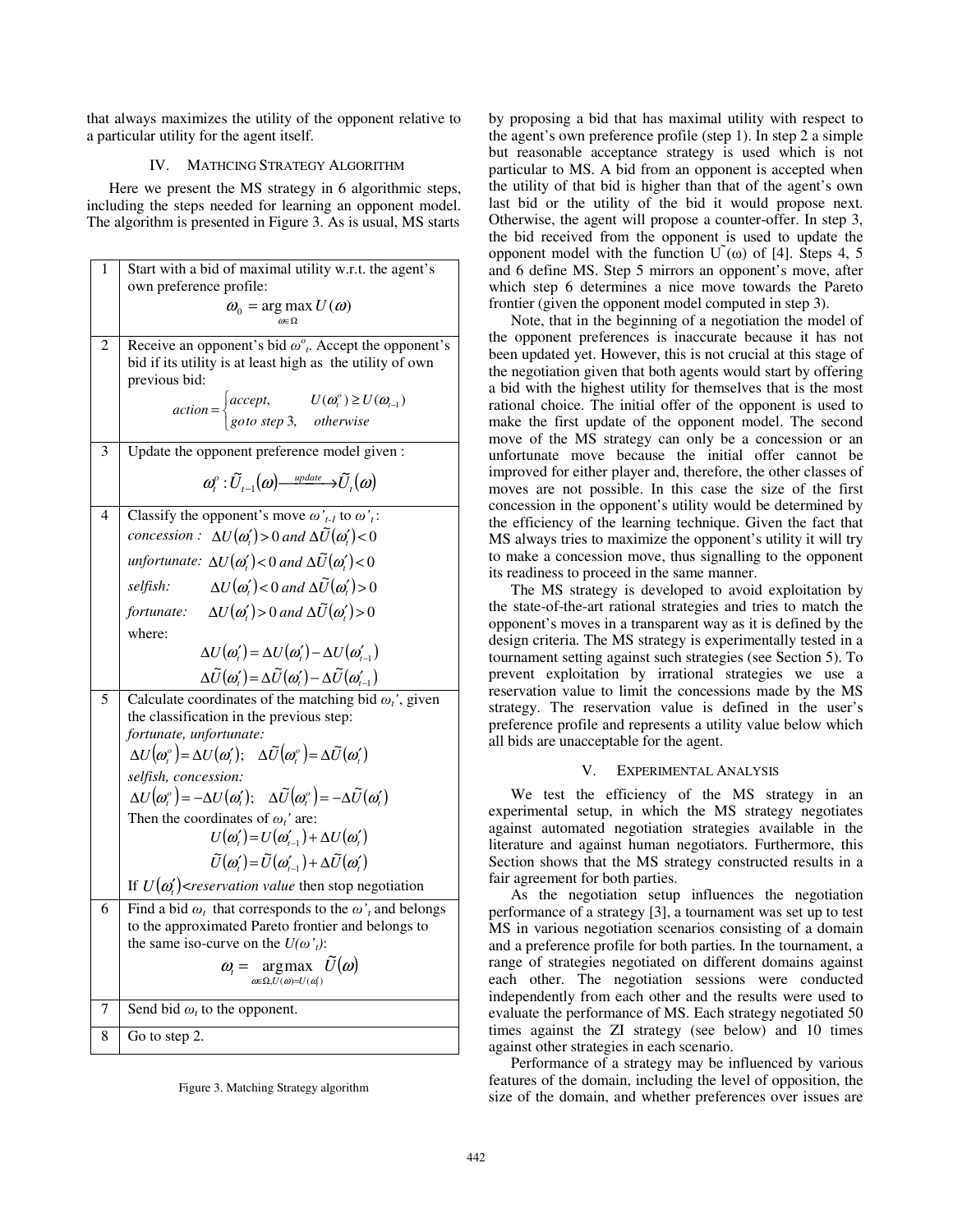that always maximizes the utility of the opponent relative to a particular utility for the agent itself.

## IV. MATHCING STRATEGY ALGORITHM

Here we present the MS strategy in 6 algorithmic steps, including the steps needed for learning an opponent model. The algorithm is presented in Figure 3. As is usual, MS starts by proposing a bid that has maximal utility with respect to the agent's own preference profile (step 1). In step 2 a simple but reasonable acceptance strategy is used which is not particular to MS. A bid from an opponent is accepted when the utility of that bid is higher than that of the agent's own last bid or the utility of the bid it would propose next. Otherwise, the agent will propose a counter-offer. In step 3, the bid received from the opponent is used to update the opponent model with the function $\tilde{U}(\omega)$ of [4]. Steps 4, 5 and 6 define MS. Step 5 mirrors an opponent's move, after which step 6 determines a nice move towards the Pareto frontier (given the opponent model computed in step 3).

| | |
|---|---|
| 1 | Start with a bid of maximal utility w.r.t. the agent's own preference profile: $$\omega_0 = \arg\max_{\omega \in \Omega} U(\omega)$$ |
| 2 | Receive an opponent's bid $\omega^o_t$. Accept the opponent's bid if its utility is at least high as the utility of own previous bid: $$action = \begin{cases} accept, & U(\omega^o_t) \geq U(\omega_{t-1}) \\ goto\ step\ 3, & otherwise \end{cases}$$ |
| 3 | Update the opponent preference model given : $$\omega^o_t : \tilde{U}_{t-1}(\omega) \xrightarrow{update} \tilde{U}_t(\omega)$$ |
| 4 | Classify the opponent's move $\omega'_{t-1}$ to $\omega'_t$: *concession :* $\Delta U(\omega'_t) > 0$ *and* $\Delta\tilde{U}(\omega'_t) < 0$ *unfortunate:* $\Delta U(\omega'_t) < 0$ *and* $\Delta\tilde{U}(\omega'_t) < 0$ *selfish:* $\Delta U(\omega'_t) < 0$ *and* $\Delta\tilde{U}(\omega'_t) > 0$ *fortunate:* $\Delta U(\omega'_t) > 0$ *and* $\Delta\tilde{U}(\omega'_t) > 0$ where: $$\Delta U(\omega'_t) = \Delta U(\omega'_t) - \Delta U(\omega'_{t-1})$$ $$\Delta\tilde{U}(\omega'_t) = \Delta\tilde{U}(\omega'_t) - \Delta\tilde{U}(\omega'_{t-1})$$ |
| 5 | Calculate coordinates of the matching bid $\omega_t'$, given the classification in the previous step: *fortunate, unfortunate:* $\Delta U(\omega^o_t) = \Delta U(\omega'_t)$; $\Delta\tilde{U}(\omega^o_t) = \Delta\tilde{U}(\omega'_t)$ *selfish, concession:* $\Delta U(\omega^o_t) = -\Delta U(\omega'_t)$; $\Delta\tilde{U}(\omega^o_t) = -\Delta\tilde{U}(\omega'_t)$ Then the coordinates of $\omega_t'$ are: $$U(\omega'_t) = U(\omega'_{t-1}) + \Delta U(\omega'_t)$$ $$\tilde{U}(\omega'_t) = \tilde{U}(\omega'_{t-1}) + \Delta\tilde{U}(\omega'_t)$$ If $U(\omega'_t)$<*reservation value* then stop negotiation |
| 6 | Find a bid $\omega_t$ that corresponds to the $\omega'_t$ and belongs to the approximated Pareto frontier and belongs to the same iso-curve on the $U(\omega'_t)$: $$\omega_t = \underset{\omega \in \Omega, U(\omega) = U(\omega'_t)}{\arg\max}\ \tilde{U}(\omega)$$ |
| 7 | Send bid $\omega_t$ to the opponent. |
| 8 | Go to step 2. |

Figure 3. Matching Strategy algorithm

Note, that in the beginning of a negotiation the model of the opponent preferences is inaccurate because it has not been updated yet. However, this is not crucial at this stage of the negotiation given that both agents would start by offering a bid with the highest utility for themselves that is the most rational choice. The initial offer of the opponent is used to make the first update of the opponent model. The second move of the MS strategy can only be a concession or an unfortunate move because the initial offer cannot be improved for either player and, therefore, the other classes of moves are not possible. In this case the size of the first concession in the opponent's utility would be determined by the efficiency of the learning technique. Given the fact that MS always tries to maximize the opponent's utility it will try to make a concession move, thus signalling to the opponent its readiness to proceed in the same manner.

The MS strategy is developed to avoid exploitation by the state-of-the-art rational strategies and tries to match the opponent's moves in a transparent way as it is defined by the design criteria. The MS strategy is experimentally tested in a tournament setting against such strategies (see Section 5). To prevent exploitation by irrational strategies we use a reservation value to limit the concessions made by the MS strategy. The reservation value is defined in the user's preference profile and represents a utility value below which all bids are unacceptable for the agent.

## V. EXPERIMENTAL ANALYSIS

We test the efficiency of the MS strategy in an experimental setup, in which the MS strategy negotiates against automated negotiation strategies available in the literature and against human negotiators. Furthermore, this Section shows that the MS strategy constructed results in a fair agreement for both parties.

As the negotiation setup influences the negotiation performance of a strategy [3], a tournament was set up to test MS in various negotiation scenarios consisting of a domain and a preference profile for both parties. In the tournament, a range of strategies negotiated on different domains against each other. The negotiation sessions were conducted independently from each other and the results were used to evaluate the performance of MS. Each strategy negotiated 50 times against the ZI strategy (see below) and 10 times against other strategies in each scenario.

Performance of a strategy may be influenced by various features of the domain, including the level of opposition, the size of the domain, and whether preferences over issues are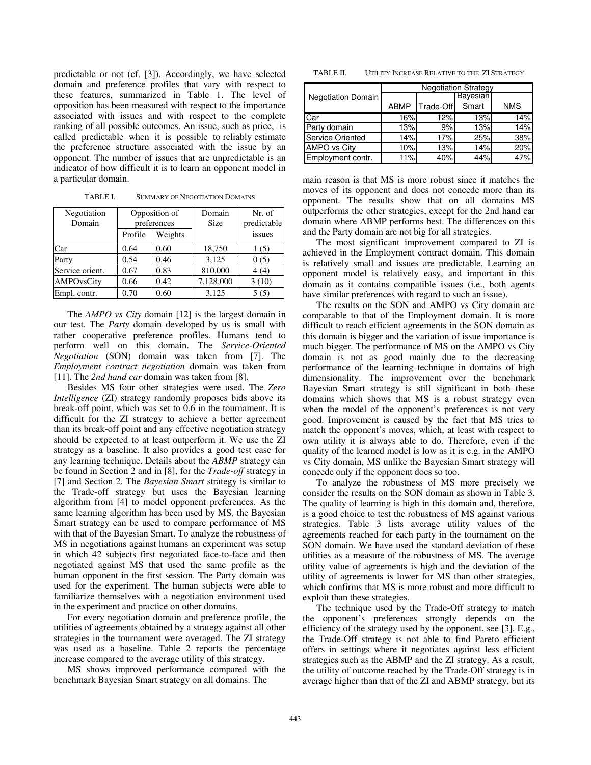predictable or not (cf. [3]). Accordingly, we have selected domain and preference profiles that vary with respect to these features, summarized in Table 1. The level of opposition has been measured with respect to the importance associated with issues and with respect to the complete ranking of all possible outcomes. An issue, such as price, is called predictable when it is possible to reliably estimate the preference structure associated with the issue by an opponent. The number of issues that are unpredictable is an indicator of how difficult it is to learn an opponent model in a particular domain.

TABLE I. SUMMARY OF NEGOTIATION DOMAINS

| Negotiation Domain | Opposition of preferences | | Domain Size | Nr. of predictable issues |
|---|---|---|---|---|
| | Profile | Weights | | |
| Car | 0.64 | 0.60 | 18,750 | 1 (5) |
| Party | 0.54 | 0.46 | 3,125 | 0 (5) |
| Service orient. | 0.67 | 0.83 | 810,000 | 4 (4) |
| AMPOvsCity | 0.66 | 0.42 | 7,128,000 | 3 (10) |
| Empl. contr. | 0.70 | 0.60 | 3,125 | 5 (5) |

The *AMPO vs City* domain [12] is the largest domain in our test. The *Party* domain developed by us is small with rather cooperative preference profiles. Humans tend to perform well on this domain. The *Service-Oriented Negotiation* (SON) domain was taken from [7]. The *Employment contract negotiation* domain was taken from [11]. The *2nd hand car* domain was taken from [8].

Besides MS four other strategies were used. The *Zero Intelligence* (ZI) strategy randomly proposes bids above its break-off point, which was set to 0.6 in the tournament. It is difficult for the ZI strategy to achieve a better agreement than its break-off point and any effective negotiation strategy should be expected to at least outperform it. We use the ZI strategy as a baseline. It also provides a good test case for any learning technique. Details about the *ABMP* strategy can be found in Section 2 and in [8], for the *Trade-off* strategy in [7] and Section 2. The *Bayesian Smart* strategy is similar to the Trade-off strategy but uses the Bayesian learning algorithm from [4] to model opponent preferences. As the same learning algorithm has been used by MS, the Bayesian Smart strategy can be used to compare performance of MS with that of the Bayesian Smart. To analyze the robustness of MS in negotiations against humans an experiment was setup in which 42 subjects first negotiated face-to-face and then negotiated against MS that used the same profile as the human opponent in the first session. The Party domain was used for the experiment. The human subjects were able to familiarize themselves with a negotiation environment used in the experiment and practice on other domains.

For every negotiation domain and preference profile, the utilities of agreements obtained by a strategy against all other strategies in the tournament were averaged. The ZI strategy was used as a baseline. Table 2 reports the percentage increase compared to the average utility of this strategy.

MS shows improved performance compared with the benchmark Bayesian Smart strategy on all domains. The main reason is that MS is more robust since it matches the moves of its opponent and does not concede more than its opponent. The results show that on all domains MS outperforms the other strategies, except for the 2nd hand car domain where ABMP performs best. The differences on this and the Party domain are not big for all strategies.

TABLE II. UTILITY INCREASE RELATIVE TO THE ZI STRATEGY

| Negotiation Domain | Negotiation Strategy | | | |
|---|---|---|---|---|
| | ABMP | Trade-Off | Bayesian Smart | NMS |
| Car | 16% | 12% | 13% | 14% |
| Party domain | 13% | 9% | 13% | 14% |
| Service Oriented | 14% | 17% | 25% | 38% |
| AMPO vs City | 10% | 13% | 14% | 20% |
| Employment contr. | 11% | 40% | 44% | 47% |

The most significant improvement compared to ZI is achieved in the Employment contract domain. This domain is relatively small and issues are predictable. Learning an opponent model is relatively easy, and important in this domain as it contains compatible issues (i.e., both agents have similar preferences with regard to such an issue).

The results on the SON and AMPO vs City domain are comparable to that of the Employment domain. It is more difficult to reach efficient agreements in the SON domain as this domain is bigger and the variation of issue importance is much bigger. The performance of MS on the AMPO vs City domain is not as good mainly due to the decreasing performance of the learning technique in domains of high dimensionality. The improvement over the benchmark Bayesian Smart strategy is still significant in both these domains which shows that MS is a robust strategy even when the model of the opponent's preferences is not very good. Improvement is caused by the fact that MS tries to match the opponent's moves, which, at least with respect to own utility it is always able to do. Therefore, even if the quality of the learned model is low as it is e.g. in the AMPO vs City domain, MS unlike the Bayesian Smart strategy will concede only if the opponent does so too.

To analyze the robustness of MS more precisely we consider the results on the SON domain as shown in Table 3. The quality of learning is high in this domain and, therefore, is a good choice to test the robustness of MS against various strategies. Table 3 lists average utility values of the agreements reached for each party in the tournament on the SON domain. We have used the standard deviation of these utilities as a measure of the robustness of MS. The average utility value of agreements is high and the deviation of the utility of agreements is lower for MS than other strategies, which confirms that MS is more robust and more difficult to exploit than these strategies.

The technique used by the Trade-Off strategy to match the opponent's preferences strongly depends on the efficiency of the strategy used by the opponent, see [3]. E.g., the Trade-Off strategy is not able to find Pareto efficient offers in settings where it negotiates against less efficient strategies such as the ABMP and the ZI strategy. As a result, the utility of outcome reached by the Trade-Off strategy is in average higher than that of the ZI and ABMP strategy, but its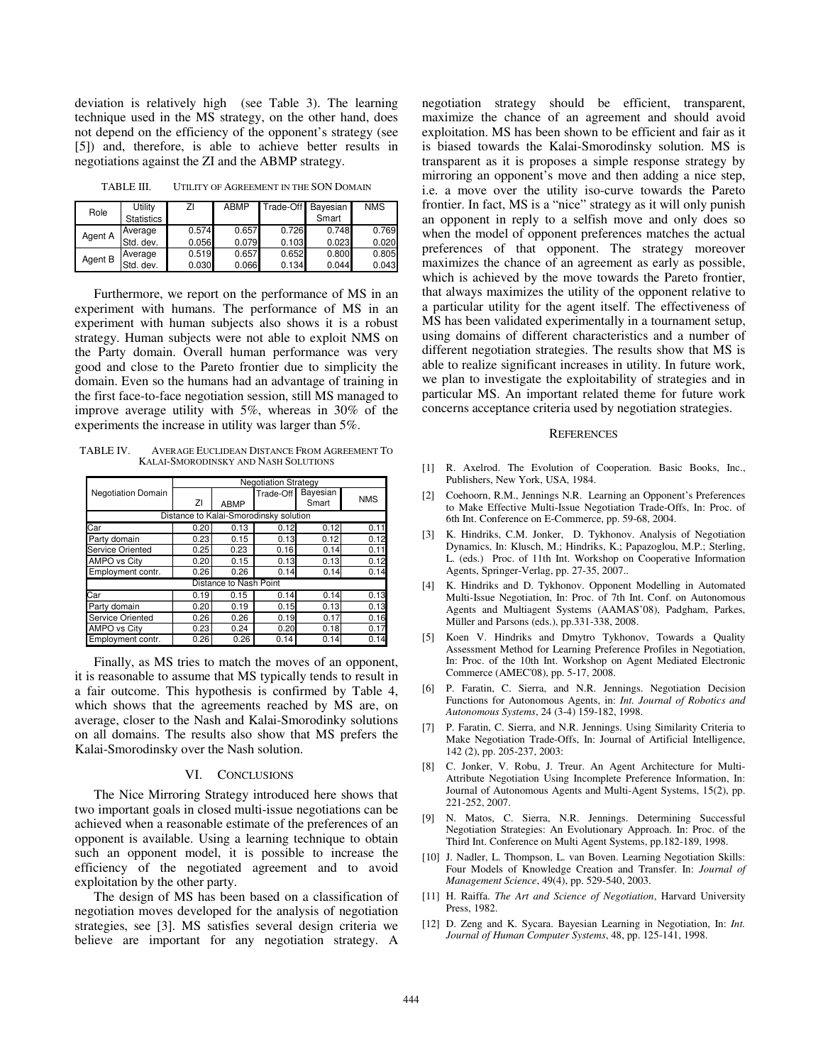deviation is relatively high (see Table 3). The learning technique used in the MS strategy, on the other hand, does not depend on the efficiency of the opponent's strategy (see [5]) and, therefore, is able to achieve better results in negotiations against the ZI and the ABMP strategy.

TABLE III. UTILITY OF AGREEMENT IN THE SON DOMAIN

| Role | Utility Statistics | ZI | ABMP | Trade-Off | Bayesian Smart | NMS |
|---|---|---|---|---|---|---|
| Agent A | Average | 0.574 | 0.657 | 0.726 | 0.748 | 0.769 |
| | Std. dev. | 0.056 | 0.079 | 0.103 | 0.023 | 0.020 |
| Agent B | Average | 0.519 | 0.657 | 0.652 | 0.800 | 0.805 |
| | Std. dev. | 0.030 | 0.066 | 0.134 | 0.044 | 0.043 |

Furthermore, we report on the performance of MS in an experiment with humans. The performance of MS in an experiment with human subjects also shows it is a robust strategy. Human subjects were not able to exploit NMS on the Party domain. Overall human performance was very good and close to the Pareto frontier due to simplicity the domain. Even so the humans had an advantage of training in the first face-to-face negotiation session, still MS managed to improve average utility with 5%, whereas in 30% of the experiments the increase in utility was larger than 5%.

TABLE IV. AVERAGE EUCLIDEAN DISTANCE FROM AGREEMENT TO KALAI-SMORODINSKY AND NASH SOLUTIONS

| Negotiation Domain | Negotiation Strategy | | | | |
|---|---|---|---|---|---|
| | ZI | ABMP | Trade-Off | Bayesian Smart | NMS |
| Distance to Kalai-Smorodinsky solution | | | | | |
| Car | 0.20 | 0.13 | 0.12 | 0.12 | 0.11 |
| Party domain | 0.23 | 0.15 | 0.13 | 0.12 | 0.12 |
| Service Oriented | 0.25 | 0.23 | 0.16 | 0.14 | 0.11 |
| AMPO vs City | 0.20 | 0.15 | 0.13 | 0.13 | 0.12 |
| Employment contr. | 0.26 | 0.26 | 0.14 | 0.14 | 0.14 |
| Distance to Nash Point | | | | | |
| Car | 0.19 | 0.15 | 0.14 | 0.14 | 0.13 |
| Party domain | 0.20 | 0.19 | 0.15 | 0.13 | 0.13 |
| Service Oriented | 0.26 | 0.26 | 0.19 | 0.17 | 0.16 |
| AMPO vs City | 0.23 | 0.24 | 0.20 | 0.18 | 0.17 |
| Employment contr. | 0.26 | 0.26 | 0.14 | 0.14 | 0.14 |

Finally, as MS tries to match the moves of an opponent, it is reasonable to assume that MS typically tends to result in a fair outcome. This hypothesis is confirmed by Table 4, which shows that the agreements reached by MS are, on average, closer to the Nash and Kalai-Smorodinky solutions on all domains. The results also show that MS prefers the Kalai-Smorodinsky over the Nash solution.

## VI. CONCLUSIONS

The Nice Mirroring Strategy introduced here shows that two important goals in closed multi-issue negotiations can be achieved when a reasonable estimate of the preferences of an opponent is available. Using a learning technique to obtain such an opponent model, it is possible to increase the efficiency of the negotiated agreement and to avoid exploitation by the other party.

The design of MS has been based on a classification of negotiation moves developed for the analysis of negotiation strategies, see [3]. MS satisfies several design criteria we believe are important for any negotiation strategy. A negotiation strategy should be efficient, transparent, maximize the chance of an agreement and should avoid exploitation. MS has been shown to be efficient and fair as it is biased towards the Kalai-Smorodinsky solution. MS is transparent as it is proposes a simple response strategy by mirroring an opponent's move and then adding a nice step, i.e. a move over the utility iso-curve towards the Pareto frontier. In fact, MS is a "nice" strategy as it will only punish an opponent in reply to a selfish move and only does so when the model of opponent preferences matches the actual preferences of that opponent. The strategy moreover maximizes the chance of an agreement as early as possible, which is achieved by the move towards the Pareto frontier, that always maximizes the utility of the opponent relative to a particular utility for the agent itself. The effectiveness of MS has been validated experimentally in a tournament setup, using domains of different characteristics and a number of different negotiation strategies. The results show that MS is able to realize significant increases in utility. In future work, we plan to investigate the exploitability of strategies and in particular MS. An important related theme for future work concerns acceptance criteria used by negotiation strategies.

## REFERENCES

[1] R. Axelrod. The Evolution of Cooperation. Basic Books, Inc., Publishers, New York, USA, 1984.

[2] Coehoorn, R.M., Jennings N.R. Learning an Opponent's Preferences to Make Effective Multi-Issue Negotiation Trade-Offs, In: Proc. of 6th Int. Conference on E-Commerce, pp. 59-68, 2004.

[3] K. Hindriks, C.M. Jonker, D. Tykhonov. Analysis of Negotiation Dynamics, In: Klusch, M.; Hindriks, K.; Papazoglou, M.P.; Sterling, L. (eds.) Proc. of 11th Int. Workshop on Cooperative Information Agents, Springer-Verlag, pp. 27-35, 2007..

[4] K. Hindriks and D. Tykhonov. Opponent Modelling in Automated Multi-Issue Negotiation, In: Proc. of 7th Int. Conf. on Autonomous Agents and Multiagent Systems (AAMAS'08), Padgham, Parkes, Müller and Parsons (eds.), pp.331-338, 2008.

[5] Koen V. Hindriks and Dmytro Tykhonov, Towards a Quality Assessment Method for Learning Preference Profiles in Negotiation, In: Proc. of the 10th Int. Workshop on Agent Mediated Electronic Commerce (AMEC'08), pp. 5-17, 2008.

[6] P. Faratin, C. Sierra, and N.R. Jennings. Negotiation Decision Functions for Autonomous Agents, in: *Int. Journal of Robotics and Autonomous Systems*, 24 (3-4) 159-182, 1998.

[7] P. Faratin, C. Sierra, and N.R. Jennings. Using Similarity Criteria to Make Negotiation Trade-Offs, In: Journal of Artificial Intelligence, 142 (2), pp. 205-237, 2003:

[8] C. Jonker, V. Robu, J. Treur. An Agent Architecture for Multi-Attribute Negotiation Using Incomplete Preference Information, In: Journal of Autonomous Agents and Multi-Agent Systems, 15(2), pp. 221-252, 2007.

[9] N. Matos, C. Sierra, N.R. Jennings. Determining Successful Negotiation Strategies: An Evolutionary Approach. In: Proc. of the Third Int. Conference on Multi Agent Systems, pp.182-189, 1998.

[10] J. Nadler, L. Thompson, L. van Boven. Learning Negotiation Skills: Four Models of Knowledge Creation and Transfer. In: *Journal of Management Science*, 49(4), pp. 529-540, 2003.

[11] H. Raiffa. *The Art and Science of Negotiation*, Harvard University Press, 1982.

[12] D. Zeng and K. Sycara. Bayesian Learning in Negotiation, In: *Int. Journal of Human Computer Systems*, 48, pp. 125-141, 1998.